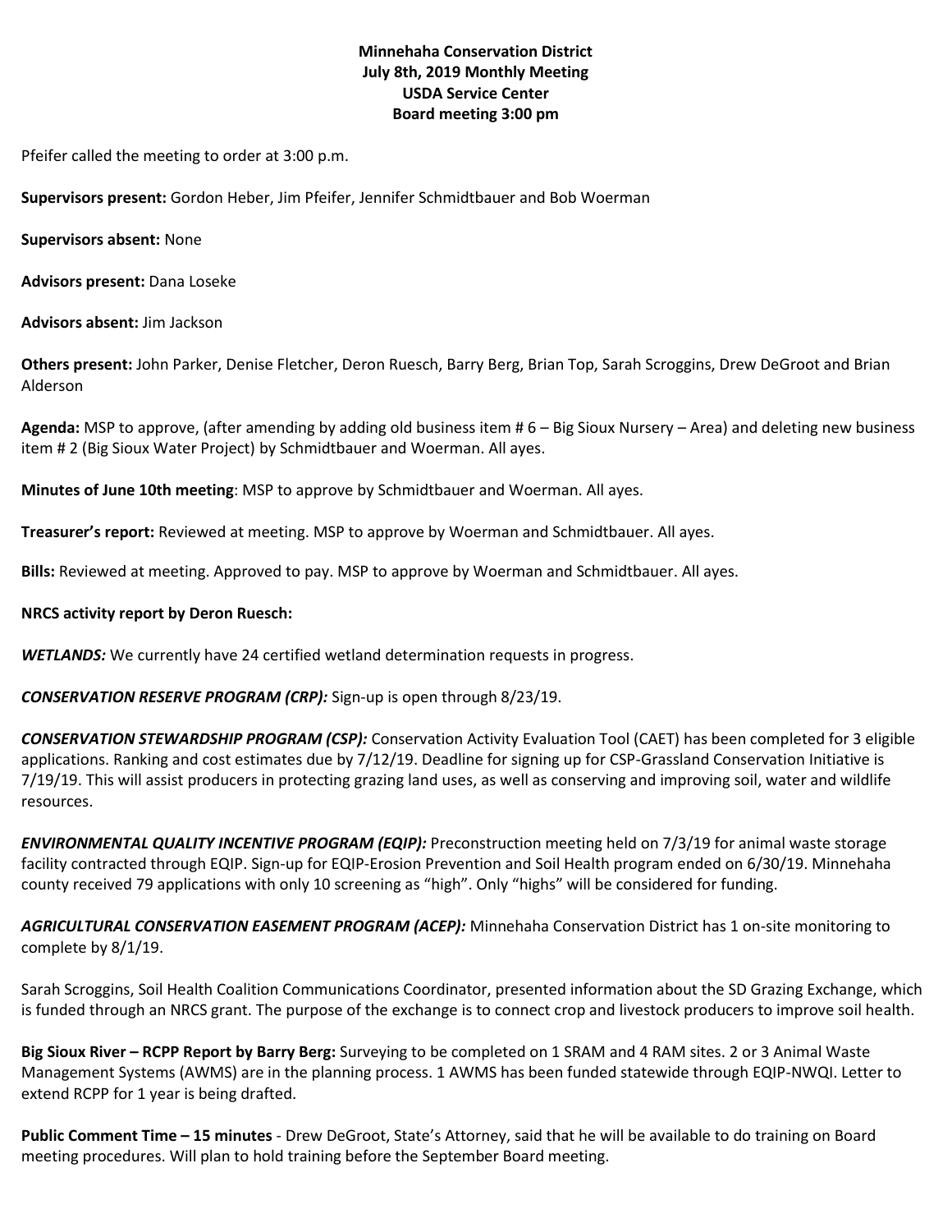**Minnehaha Conservation District**
**July 8th, 2019 Monthly Meeting**
**USDA Service Center**
**Board meeting 3:00 pm**

Pfeifer called the meeting to order at 3:00 p.m.

**Supervisors present:** Gordon Heber, Jim Pfeifer, Jennifer Schmidtbauer and Bob Woerman

**Supervisors absent:** None

**Advisors present:** Dana Loseke

**Advisors absent:** Jim Jackson

**Others present:** John Parker, Denise Fletcher, Deron Ruesch, Barry Berg, Brian Top, Sarah Scroggins, Drew DeGroot and Brian Alderson

**Agenda:** MSP to approve, (after amending by adding old business item # 6 – Big Sioux Nursery – Area) and deleting new business item # 2 (Big Sioux Water Project) by Schmidtbauer and Woerman. All ayes.

**Minutes of June 10th meeting**: MSP to approve by Schmidtbauer and Woerman. All ayes.

**Treasurer's report:** Reviewed at meeting. MSP to approve by Woerman and Schmidtbauer. All ayes.

**Bills:** Reviewed at meeting. Approved to pay. MSP to approve by Woerman and Schmidtbauer. All ayes.

**NRCS activity report by Deron Ruesch:**

***WETLANDS:*** We currently have 24 certified wetland determination requests in progress.

***CONSERVATION RESERVE PROGRAM (CRP):*** Sign-up is open through 8/23/19.

***CONSERVATION STEWARDSHIP PROGRAM (CSP):*** Conservation Activity Evaluation Tool (CAET) has been completed for 3 eligible applications. Ranking and cost estimates due by 7/12/19. Deadline for signing up for CSP-Grassland Conservation Initiative is 7/19/19. This will assist producers in protecting grazing land uses, as well as conserving and improving soil, water and wildlife resources.

***ENVIRONMENTAL QUALITY INCENTIVE PROGRAM (EQIP):*** Preconstruction meeting held on 7/3/19 for animal waste storage facility contracted through EQIP. Sign-up for EQIP-Erosion Prevention and Soil Health program ended on 6/30/19. Minnehaha county received 79 applications with only 10 screening as "high". Only "highs" will be considered for funding.

***AGRICULTURAL CONSERVATION EASEMENT PROGRAM (ACEP):*** Minnehaha Conservation District has 1 on-site monitoring to complete by 8/1/19.

Sarah Scroggins, Soil Health Coalition Communications Coordinator, presented information about the SD Grazing Exchange, which is funded through an NRCS grant. The purpose of the exchange is to connect crop and livestock producers to improve soil health.

**Big Sioux River – RCPP Report by Barry Berg:** Surveying to be completed on 1 SRAM and 4 RAM sites. 2 or 3 Animal Waste Management Systems (AWMS) are in the planning process. 1 AWMS has been funded statewide through EQIP-NWQI. Letter to extend RCPP for 1 year is being drafted.

**Public Comment Time – 15 minutes** - Drew DeGroot, State's Attorney, said that he will be available to do training on Board meeting procedures. Will plan to hold training before the September Board meeting.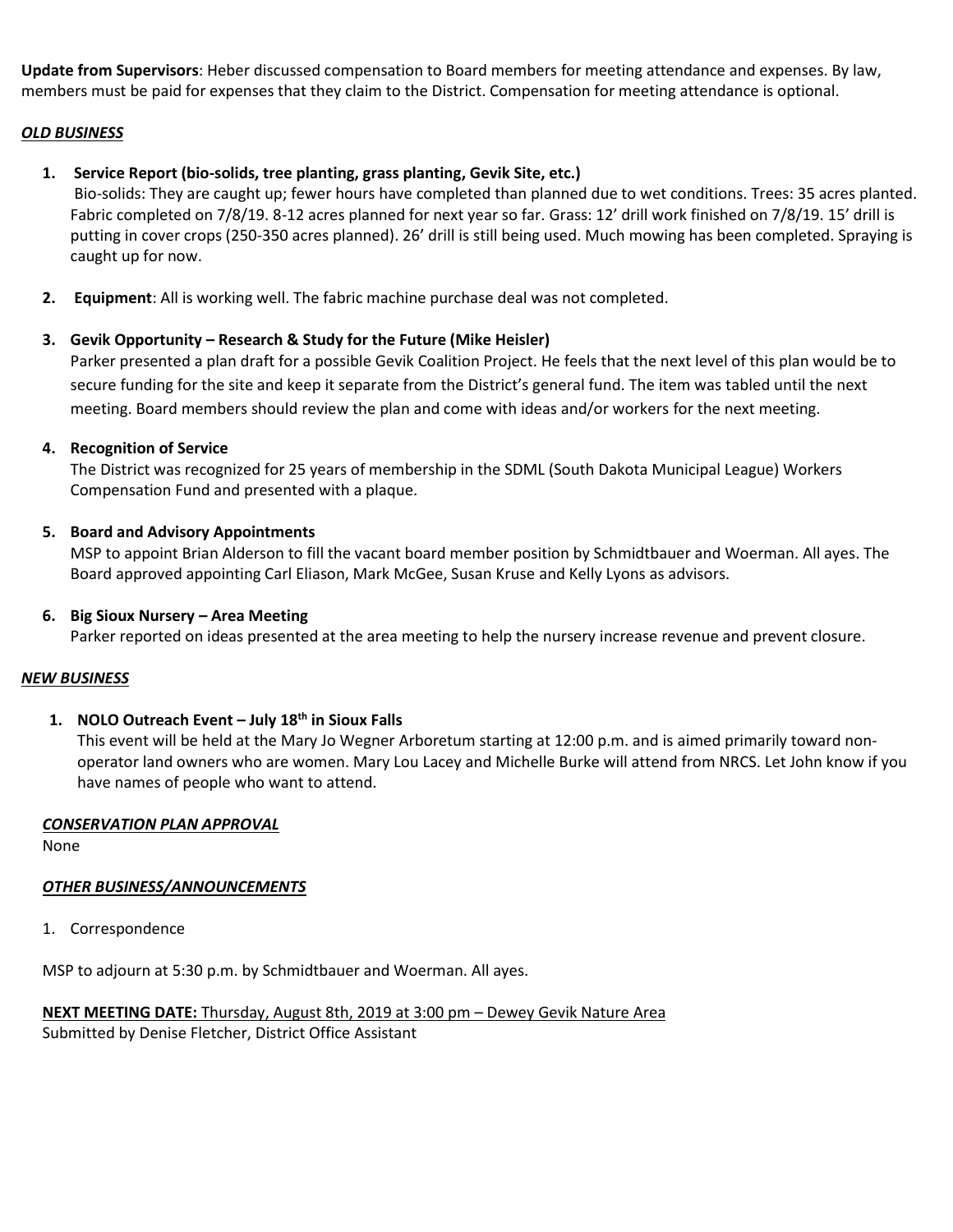**Update from Supervisors**: Heber discussed compensation to Board members for meeting attendance and expenses. By law, members must be paid for expenses that they claim to the District. Compensation for meeting attendance is optional.

***OLD BUSINESS***

1. **Service Report (bio-solids, tree planting, grass planting, Gevik Site, etc.)**
   Bio-solids: They are caught up; fewer hours have completed than planned due to wet conditions. Trees: 35 acres planted. Fabric completed on 7/8/19. 8-12 acres planned for next year so far. Grass: 12' drill work finished on 7/8/19. 15' drill is putting in cover crops (250-350 acres planned). 26' drill is still being used. Much mowing has been completed. Spraying is caught up for now.

2. **Equipment**: All is working well. The fabric machine purchase deal was not completed.

3. **Gevik Opportunity – Research & Study for the Future (Mike Heisler)**
   Parker presented a plan draft for a possible Gevik Coalition Project. He feels that the next level of this plan would be to secure funding for the site and keep it separate from the District's general fund. The item was tabled until the next meeting. Board members should review the plan and come with ideas and/or workers for the next meeting.

4. **Recognition of Service**
   The District was recognized for 25 years of membership in the SDML (South Dakota Municipal League) Workers Compensation Fund and presented with a plaque.

5. **Board and Advisory Appointments**
   MSP to appoint Brian Alderson to fill the vacant board member position by Schmidtbauer and Woerman. All ayes. The Board approved appointing Carl Eliason, Mark McGee, Susan Kruse and Kelly Lyons as advisors.

6. **Big Sioux Nursery – Area Meeting**
   Parker reported on ideas presented at the area meeting to help the nursery increase revenue and prevent closure.

***NEW BUSINESS***

1. **NOLO Outreach Event – July 18th in Sioux Falls**
   This event will be held at the Mary Jo Wegner Arboretum starting at 12:00 p.m. and is aimed primarily toward non-operator land owners who are women. Mary Lou Lacey and Michelle Burke will attend from NRCS. Let John know if you have names of people who want to attend.

***CONSERVATION PLAN APPROVAL***

None

***OTHER BUSINESS/ANNOUNCEMENTS***

1. Correspondence

MSP to adjourn at 5:30 p.m. by Schmidtbauer and Woerman. All ayes.

**NEXT MEETING DATE:** Thursday, August 8th, 2019 at 3:00 pm – Dewey Gevik Nature Area

Submitted by Denise Fletcher, District Office Assistant